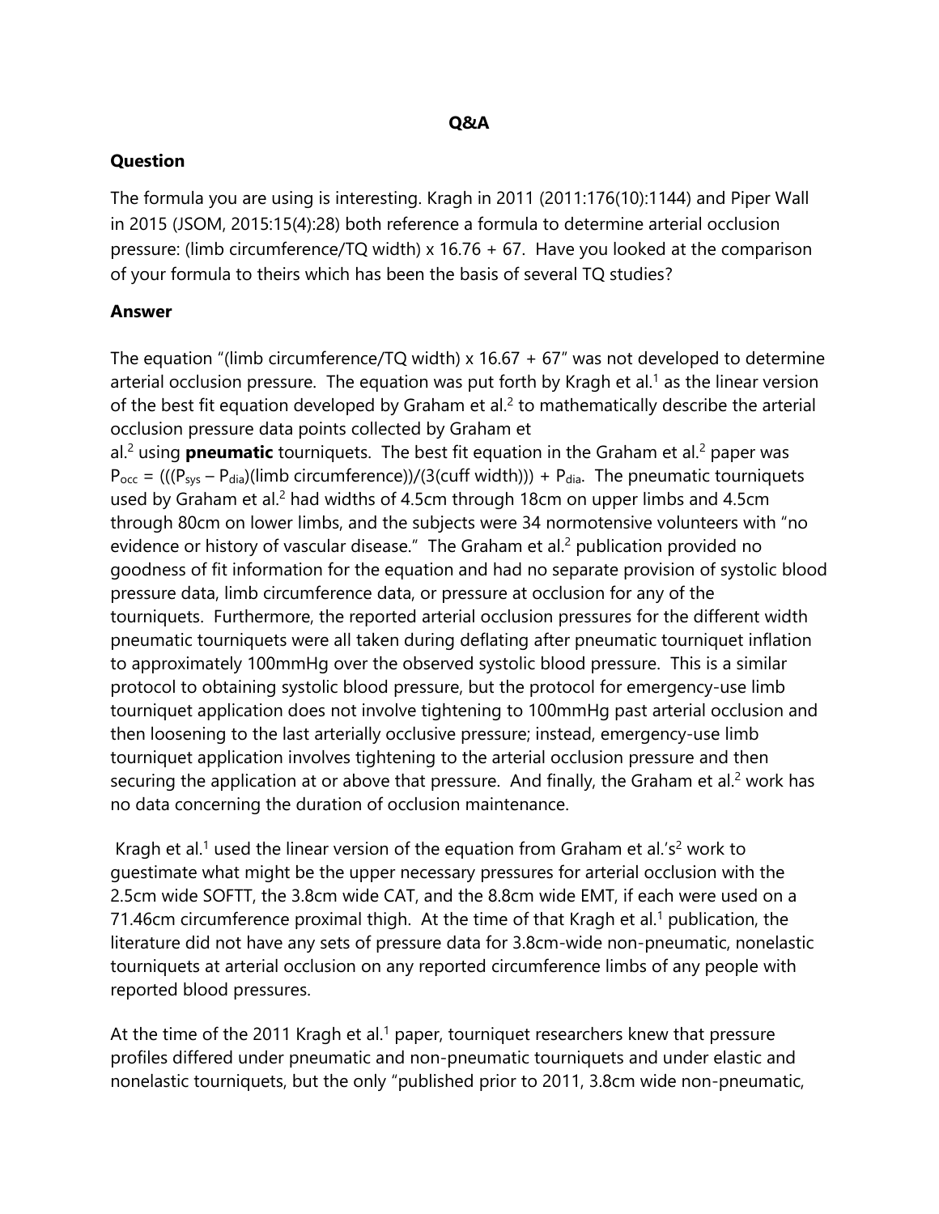**Q&A**

**Question**

The formula you are using is interesting. Kragh in 2011 (2011:176(10):1144) and Piper Wall in 2015 (JSOM, 2015:15(4):28) both reference a formula to determine arterial occlusion pressure: (limb circumference/TQ width) x 16.76 + 67. Have you looked at the comparison of your formula to theirs which has been the basis of several TQ studies?

**Answer**

The equation "(limb circumference/TQ width) x 16.67 + 67" was not developed to determine arterial occlusion pressure. The equation was put forth by Kragh et al.[1] as the linear version of the best fit equation developed by Graham et al.[2] to mathematically describe the arterial occlusion pressure data points collected by Graham et al.[2] using **pneumatic** tourniquets. The best fit equation in the Graham et al.[2] paper was $P_{occ} = (((P_{sys} - P_{dia})(\text{limb circumference}))/(3(\text{cuff width}))) + P_{dia}$. The pneumatic tourniquets used by Graham et al.[2] had widths of 4.5cm through 18cm on upper limbs and 4.5cm through 80cm on lower limbs, and the subjects were 34 normotensive volunteers with "no evidence or history of vascular disease." The Graham et al.[2] publication provided no goodness of fit information for the equation and had no separate provision of systolic blood pressure data, limb circumference data, or pressure at occlusion for any of the tourniquets. Furthermore, the reported arterial occlusion pressures for the different width pneumatic tourniquets were all taken during deflating after pneumatic tourniquet inflation to approximately 100mmHg over the observed systolic blood pressure. This is a similar protocol to obtaining systolic blood pressure, but the protocol for emergency-use limb tourniquet application does not involve tightening to 100mmHg past arterial occlusion and then loosening to the last arterially occlusive pressure; instead, emergency-use limb tourniquet application involves tightening to the arterial occlusion pressure and then securing the application at or above that pressure. And finally, the Graham et al.[2] work has no data concerning the duration of occlusion maintenance.

Kragh et al.[1] used the linear version of the equation from Graham et al.'s[2] work to guestimate what might be the upper necessary pressures for arterial occlusion with the 2.5cm wide SOFTT, the 3.8cm wide CAT, and the 8.8cm wide EMT, if each were used on a 71.46cm circumference proximal thigh. At the time of that Kragh et al.[1] publication, the literature did not have any sets of pressure data for 3.8cm-wide non-pneumatic, nonelastic tourniquets at arterial occlusion on any reported circumference limbs of any people with reported blood pressures.

At the time of the 2011 Kragh et al.[1] paper, tourniquet researchers knew that pressure profiles differed under pneumatic and non-pneumatic tourniquets and under elastic and nonelastic tourniquets, but the only "published prior to 2011, 3.8cm wide non-pneumatic,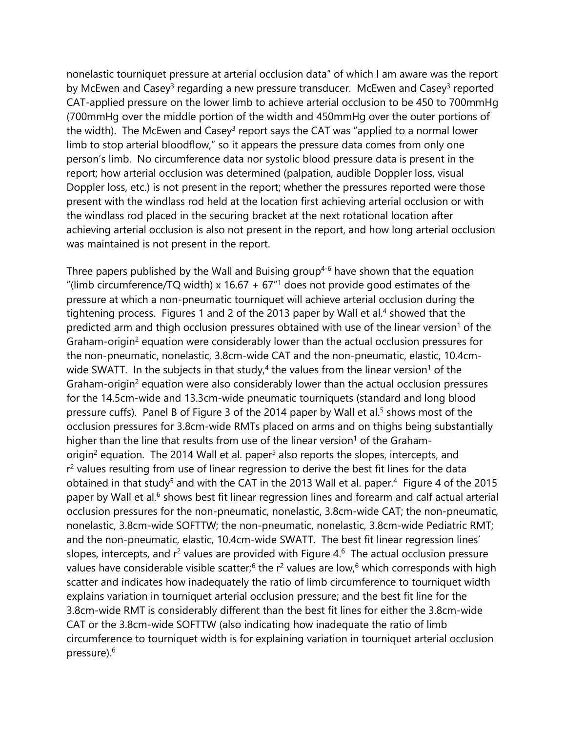nonelastic tourniquet pressure at arterial occlusion data" of which I am aware was the report by McEwen and Casey[3] regarding a new pressure transducer. McEwen and Casey[3] reported CAT-applied pressure on the lower limb to achieve arterial occlusion to be 450 to 700mmHg (700mmHg over the middle portion of the width and 450mmHg over the outer portions of the width). The McEwen and Casey[3] report says the CAT was "applied to a normal lower limb to stop arterial bloodflow," so it appears the pressure data comes from only one person's limb. No circumference data nor systolic blood pressure data is present in the report; how arterial occlusion was determined (palpation, audible Doppler loss, visual Doppler loss, etc.) is not present in the report; whether the pressures reported were those present with the windlass rod held at the location first achieving arterial occlusion or with the windlass rod placed in the securing bracket at the next rotational location after achieving arterial occlusion is also not present in the report, and how long arterial occlusion was maintained is not present in the report.

Three papers published by the Wall and Buising group[4-6] have shown that the equation "(limb circumference/TQ width) x 16.67 + 67"[1] does not provide good estimates of the pressure at which a non-pneumatic tourniquet will achieve arterial occlusion during the tightening process. Figures 1 and 2 of the 2013 paper by Wall et al.[4] showed that the predicted arm and thigh occlusion pressures obtained with use of the linear version[1] of the Graham-origin[2] equation were considerably lower than the actual occlusion pressures for the non-pneumatic, nonelastic, 3.8cm-wide CAT and the non-pneumatic, elastic, 10.4cm-wide SWATT. In the subjects in that study,[4] the values from the linear version[1] of the Graham-origin[2] equation were also considerably lower than the actual occlusion pressures for the 14.5cm-wide and 13.3cm-wide pneumatic tourniquets (standard and long blood pressure cuffs). Panel B of Figure 3 of the 2014 paper by Wall et al.[5] shows most of the occlusion pressures for 3.8cm-wide RMTs placed on arms and on thighs being substantially higher than the line that results from use of the linear version[1] of the Graham-origin[2] equation. The 2014 Wall et al. paper[5] also reports the slopes, intercepts, and $r^2$ values resulting from use of linear regression to derive the best fit lines for the data obtained in that study[5] and with the CAT in the 2013 Wall et al. paper.[4] Figure 4 of the 2015 paper by Wall et al.[6] shows best fit linear regression lines and forearm and calf actual arterial occlusion pressures for the non-pneumatic, nonelastic, 3.8cm-wide CAT; the non-pneumatic, nonelastic, 3.8cm-wide SOFTTW; the non-pneumatic, nonelastic, 3.8cm-wide Pediatric RMT; and the non-pneumatic, elastic, 10.4cm-wide SWATT. The best fit linear regression lines' slopes, intercepts, and $r^2$ values are provided with Figure 4.[6] The actual occlusion pressure values have considerable visible scatter;[6] the $r^2$ values are low,[6] which corresponds with high scatter and indicates how inadequately the ratio of limb circumference to tourniquet width explains variation in tourniquet arterial occlusion pressure; and the best fit line for the 3.8cm-wide RMT is considerably different than the best fit lines for either the 3.8cm-wide CAT or the 3.8cm-wide SOFTTW (also indicating how inadequate the ratio of limb circumference to tourniquet width is for explaining variation in tourniquet arterial occlusion pressure).[6]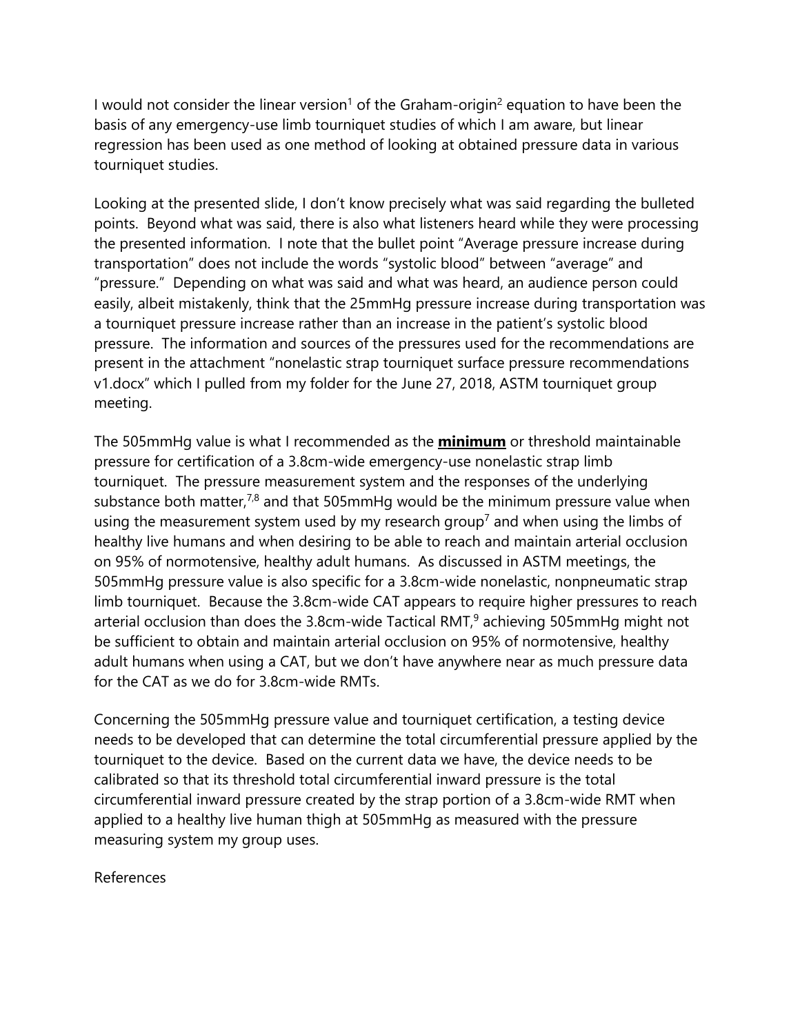I would not consider the linear version[1] of the Graham-origin[2] equation to have been the basis of any emergency-use limb tourniquet studies of which I am aware, but linear regression has been used as one method of looking at obtained pressure data in various tourniquet studies.

Looking at the presented slide, I don't know precisely what was said regarding the bulleted points. Beyond what was said, there is also what listeners heard while they were processing the presented information. I note that the bullet point "Average pressure increase during transportation" does not include the words "systolic blood" between "average" and "pressure." Depending on what was said and what was heard, an audience person could easily, albeit mistakenly, think that the 25mmHg pressure increase during transportation was a tourniquet pressure increase rather than an increase in the patient's systolic blood pressure. The information and sources of the pressures used for the recommendations are present in the attachment "nonelastic strap tourniquet surface pressure recommendations v1.docx" which I pulled from my folder for the June 27, 2018, ASTM tourniquet group meeting.

The 505mmHg value is what I recommended as the **minimum** or threshold maintainable pressure for certification of a 3.8cm-wide emergency-use nonelastic strap limb tourniquet. The pressure measurement system and the responses of the underlying substance both matter,[7,8] and that 505mmHg would be the minimum pressure value when using the measurement system used by my research group[7] and when using the limbs of healthy live humans and when desiring to be able to reach and maintain arterial occlusion on 95% of normotensive, healthy adult humans. As discussed in ASTM meetings, the 505mmHg pressure value is also specific for a 3.8cm-wide nonelastic, nonpneumatic strap limb tourniquet. Because the 3.8cm-wide CAT appears to require higher pressures to reach arterial occlusion than does the 3.8cm-wide Tactical RMT,[9] achieving 505mmHg might not be sufficient to obtain and maintain arterial occlusion on 95% of normotensive, healthy adult humans when using a CAT, but we don't have anywhere near as much pressure data for the CAT as we do for 3.8cm-wide RMTs.

Concerning the 505mmHg pressure value and tourniquet certification, a testing device needs to be developed that can determine the total circumferential pressure applied by the tourniquet to the device. Based on the current data we have, the device needs to be calibrated so that its threshold total circumferential inward pressure is the total circumferential inward pressure created by the strap portion of a 3.8cm-wide RMT when applied to a healthy live human thigh at 505mmHg as measured with the pressure measuring system my group uses.

References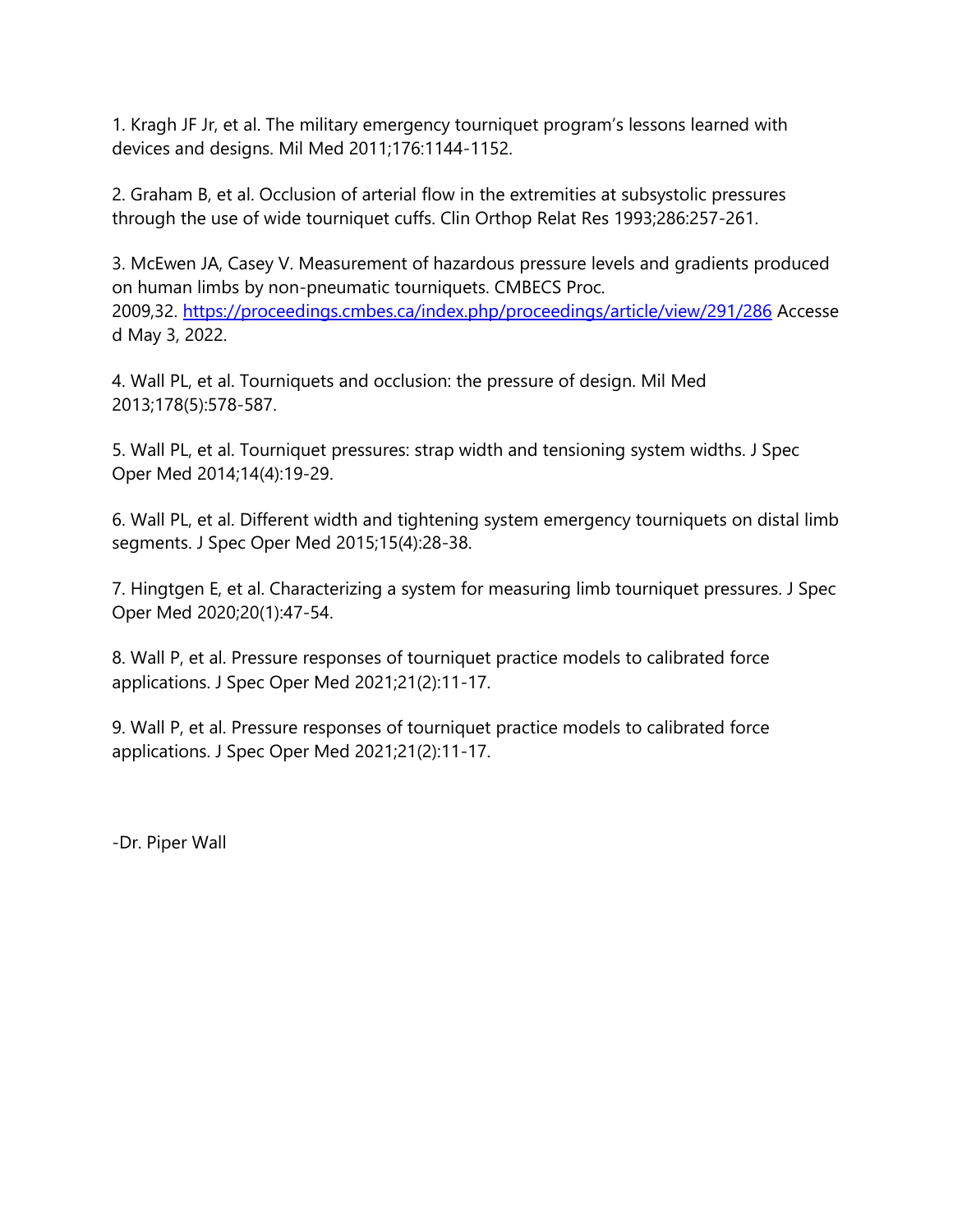1. Kragh JF Jr, et al. The military emergency tourniquet program's lessons learned with devices and designs. Mil Med 2011;176:1144-1152.

2. Graham B, et al. Occlusion of arterial flow in the extremities at subsystolic pressures through the use of wide tourniquet cuffs. Clin Orthop Relat Res 1993;286:257-261.

3. McEwen JA, Casey V. Measurement of hazardous pressure levels and gradients produced on human limbs by non-pneumatic tourniquets. CMBECS Proc. 2009,32. https://proceedings.cmbes.ca/index.php/proceedings/article/view/291/286 Accessed May 3, 2022.

4. Wall PL, et al. Tourniquets and occlusion: the pressure of design. Mil Med 2013;178(5):578-587.

5. Wall PL, et al. Tourniquet pressures: strap width and tensioning system widths. J Spec Oper Med 2014;14(4):19-29.

6. Wall PL, et al. Different width and tightening system emergency tourniquets on distal limb segments. J Spec Oper Med 2015;15(4):28-38.

7. Hingtgen E, et al. Characterizing a system for measuring limb tourniquet pressures. J Spec Oper Med 2020;20(1):47-54.

8. Wall P, et al. Pressure responses of tourniquet practice models to calibrated force applications. J Spec Oper Med 2021;21(2):11-17.

9. Wall P, et al. Pressure responses of tourniquet practice models to calibrated force applications. J Spec Oper Med 2021;21(2):11-17.

-Dr. Piper Wall